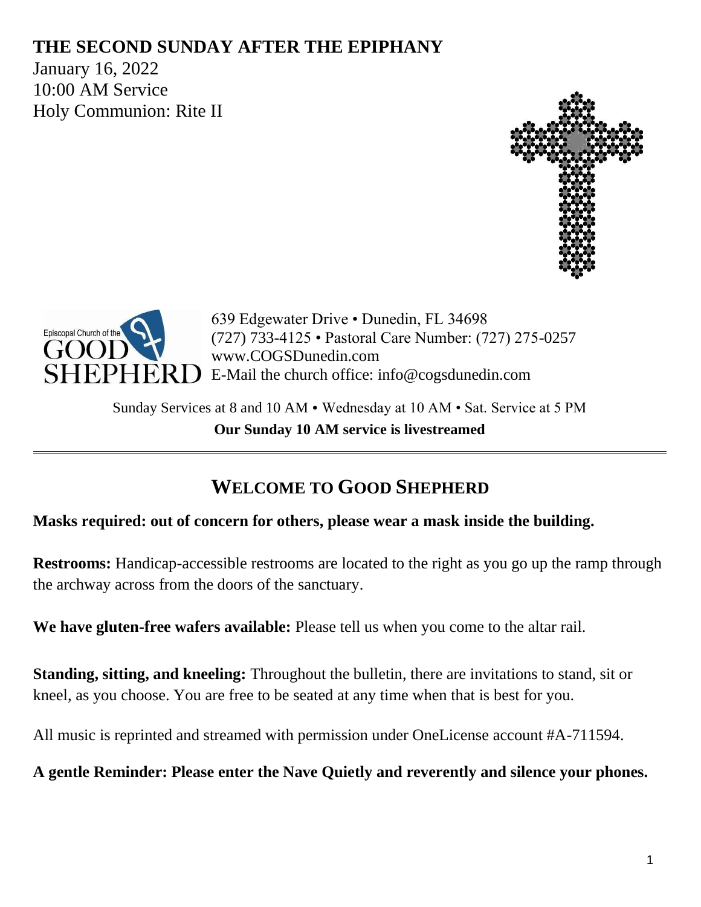# THE SECOND SUNDAY AFTER THE EPIPHANY

January 16, 2022
10:00 AM Service
Holy Communion: Rite II

Episcopal Church of the GOOD SHEPHERD

639 Edgewater Drive • Dunedin, FL 34698
(727) 733-4125 • Pastoral Care Number: (727) 275-0257
www.COGSDunedin.com
E-Mail the church office: info@cogsdunedin.com

Sunday Services at 8 and 10 AM • Wednesday at 10 AM • Sat. Service at 5 PM
**Our Sunday 10 AM service is livestreamed**

---

## WELCOME TO GOOD SHEPHERD

**Masks required: out of concern for others, please wear a mask inside the building.**

**Restrooms:** Handicap-accessible restrooms are located to the right as you go up the ramp through the archway across from the doors of the sanctuary.

**We have gluten-free wafers available:** Please tell us when you come to the altar rail.

**Standing, sitting, and kneeling:** Throughout the bulletin, there are invitations to stand, sit or kneel, as you choose. You are free to be seated at any time when that is best for you.

All music is reprinted and streamed with permission under OneLicense account #A-711594.

**A gentle Reminder: Please enter the Nave Quietly and reverently and silence your phones.**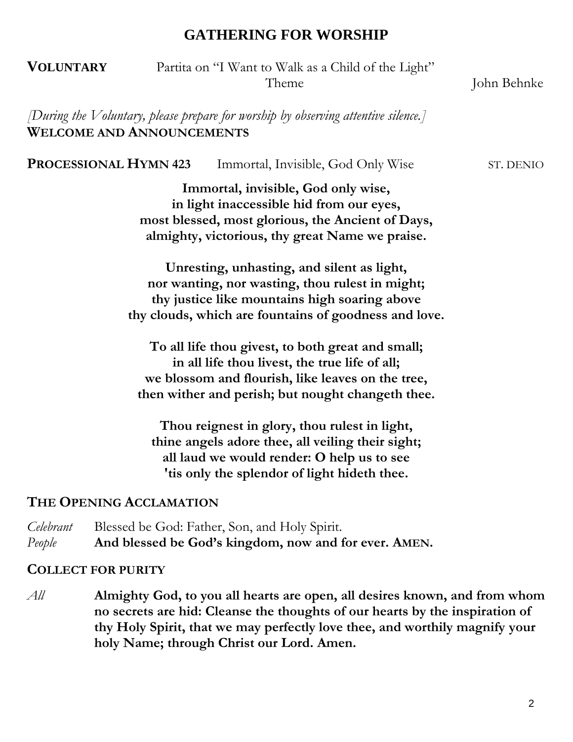## GATHERING FOR WORSHIP

**VOLUNTARY** Partita on "I Want to Walk as a Child of the Light"
Theme John Behnke

*[During the Voluntary, please prepare for worship by observing attentive silence.]*

**WELCOME AND ANNOUNCEMENTS**

**PROCESSIONAL HYMN 423** Immortal, Invisible, God Only Wise ST. DENIO

**Immortal, invisible, God only wise,**
**in light inaccessible hid from our eyes,**
**most blessed, most glorious, the Ancient of Days,**
**almighty, victorious, thy great Name we praise.**

**Unresting, unhasting, and silent as light,**
**nor wanting, nor wasting, thou rulest in might;**
**thy justice like mountains high soaring above**
**thy clouds, which are fountains of goodness and love.**

**To all life thou givest, to both great and small;**
**in all life thou livest, the true life of all;**
**we blossom and flourish, like leaves on the tree,**
**then wither and perish; but nought changeth thee.**

**Thou reignest in glory, thou rulest in light,**
**thine angels adore thee, all veiling their sight;**
**all laud we would render: O help us to see**
**'tis only the splendor of light hideth thee.**

**THE OPENING ACCLAMATION**

*Celebrant* Blessed be God: Father, Son, and Holy Spirit.
*People* **And blessed be God's kingdom, now and for ever. AMEN.**

**COLLECT FOR PURITY**

*All* **Almighty God, to you all hearts are open, all desires known, and from whom no secrets are hid: Cleanse the thoughts of our hearts by the inspiration of thy Holy Spirit, that we may perfectly love thee, and worthily magnify your holy Name; through Christ our Lord. Amen.**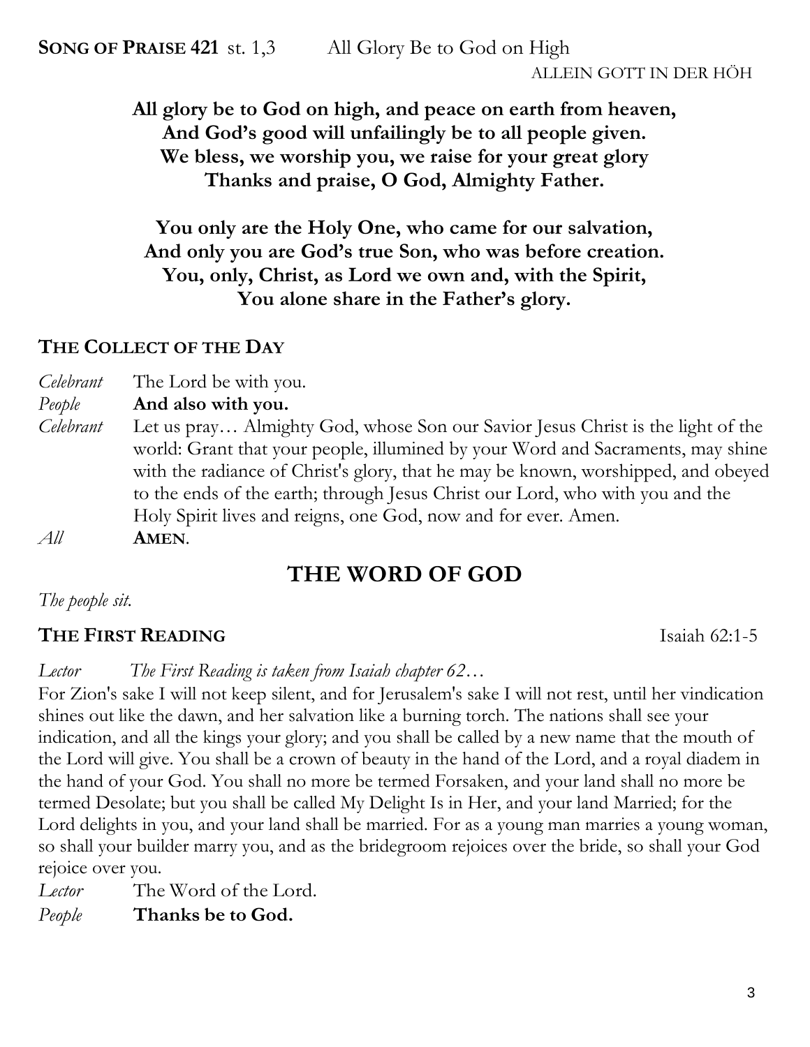**SONG OF PRAISE 421** st. 1,3 All Glory Be to God on High

ALLEIN GOTT IN DER HÖH

**All glory be to God on high, and peace on earth from heaven,**
**And God's good will unfailingly be to all people given.**
**We bless, we worship you, we raise for your great glory**
**Thanks and praise, O God, Almighty Father.**

**You only are the Holy One, who came for our salvation,**
**And only you are God's true Son, who was before creation.**
**You, only, Christ, as Lord we own and, with the Spirit,**
**You alone share in the Father's glory.**

## THE COLLECT OF THE DAY

*Celebrant* The Lord be with you.
*People* **And also with you.**
*Celebrant* Let us pray… Almighty God, whose Son our Savior Jesus Christ is the light of the world: Grant that your people, illumined by your Word and Sacraments, may shine with the radiance of Christ's glory, that he may be known, worshipped, and obeyed to the ends of the earth; through Jesus Christ our Lord, who with you and the Holy Spirit lives and reigns, one God, now and for ever. Amen.
*All* **AMEN**.

# THE WORD OF GOD

*The people sit.*

## THE FIRST READING Isaiah 62:1-5

*Lector The First Reading is taken from Isaiah chapter 62…*

For Zion's sake I will not keep silent, and for Jerusalem's sake I will not rest, until her vindication shines out like the dawn, and her salvation like a burning torch. The nations shall see your indication, and all the kings your glory; and you shall be called by a new name that the mouth of the Lord will give. You shall be a crown of beauty in the hand of the Lord, and a royal diadem in the hand of your God. You shall no more be termed Forsaken, and your land shall no more be termed Desolate; but you shall be called My Delight Is in Her, and your land Married; for the Lord delights in you, and your land shall be married. For as a young man marries a young woman, so shall your builder marry you, and as the bridegroom rejoices over the bride, so shall your God rejoice over you.

*Lector* The Word of the Lord.
*People* **Thanks be to God.**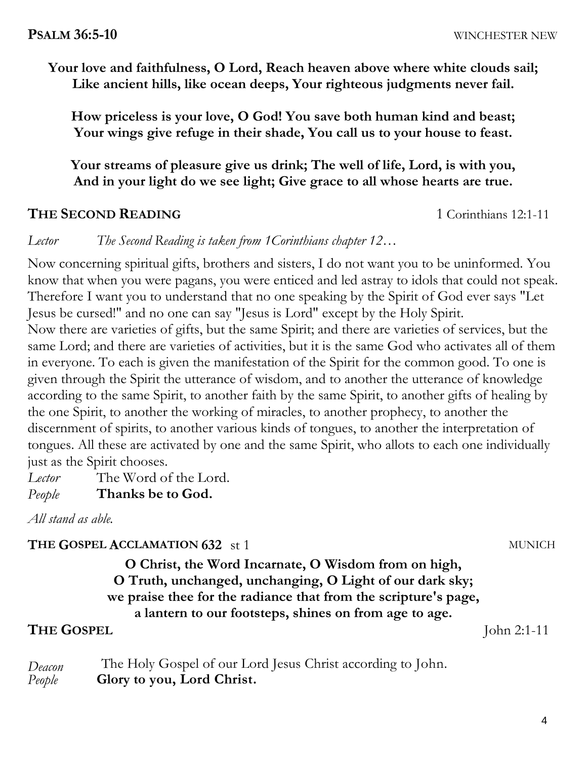## **PSALM 36:5-10** WINCHESTER NEW

**Your love and faithfulness, O Lord, Reach heaven above where white clouds sail;**
**Like ancient hills, like ocean deeps, Your righteous judgments never fail.**

**How priceless is your love, O God! You save both human kind and beast;**
**Your wings give refuge in their shade, You call us to your house to feast.**

**Your streams of pleasure give us drink; The well of life, Lord, is with you,**
**And in your light do we see light; Give grace to all whose hearts are true.**

## **THE SECOND READING** 1 Corinthians 12:1-11

*Lector* *The Second Reading is taken from 1Corinthians chapter 12…*

Now concerning spiritual gifts, brothers and sisters, I do not want you to be uninformed. You know that when you were pagans, you were enticed and led astray to idols that could not speak. Therefore I want you to understand that no one speaking by the Spirit of God ever says "Let Jesus be cursed!" and no one can say "Jesus is Lord" except by the Holy Spirit.
Now there are varieties of gifts, but the same Spirit; and there are varieties of services, but the same Lord; and there are varieties of activities, but it is the same God who activates all of them in everyone. To each is given the manifestation of the Spirit for the common good. To one is given through the Spirit the utterance of wisdom, and to another the utterance of knowledge according to the same Spirit, to another faith by the same Spirit, to another gifts of healing by the one Spirit, to another the working of miracles, to another prophecy, to another the discernment of spirits, to another various kinds of tongues, to another the interpretation of tongues. All these are activated by one and the same Spirit, who allots to each one individually just as the Spirit chooses.

*Lector* The Word of the Lord.
*People* **Thanks be to God.**

*All stand as able.*

## **THE GOSPEL ACCLAMATION 632** st 1 MUNICH

**O Christ, the Word Incarnate, O Wisdom from on high,**
**O Truth, unchanged, unchanging, O Light of our dark sky;**
**we praise thee for the radiance that from the scripture's page,**
**a lantern to our footsteps, shines on from age to age.**

## **THE GOSPEL** John 2:1-11

*Deacon* The Holy Gospel of our Lord Jesus Christ according to John.
*People* **Glory to you, Lord Christ.**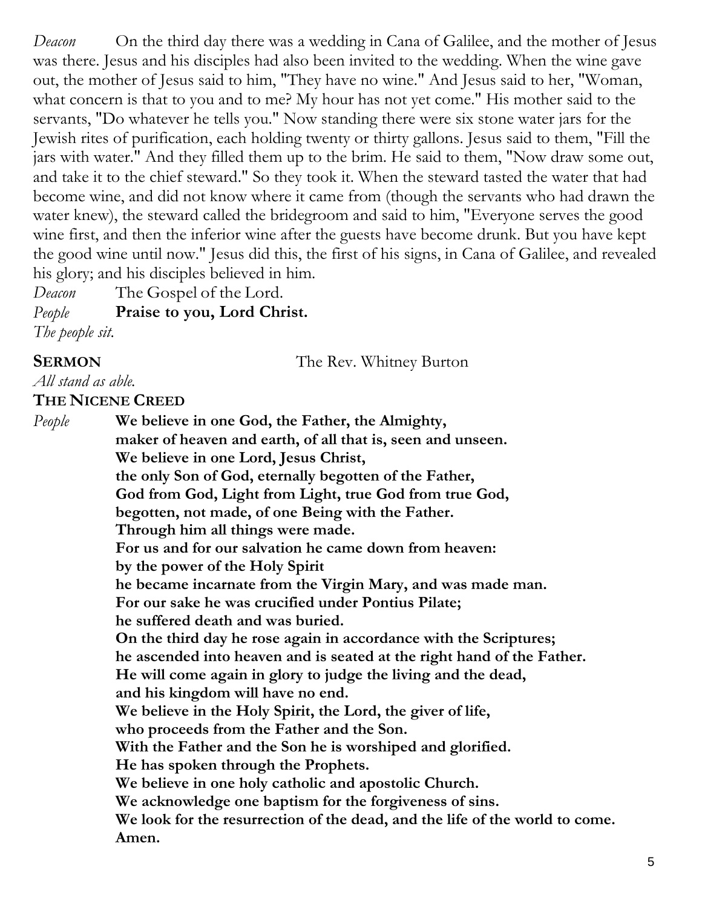*Deacon* On the third day there was a wedding in Cana of Galilee, and the mother of Jesus was there. Jesus and his disciples had also been invited to the wedding. When the wine gave out, the mother of Jesus said to him, "They have no wine." And Jesus said to her, "Woman, what concern is that to you and to me? My hour has not yet come." His mother said to the servants, "Do whatever he tells you." Now standing there were six stone water jars for the Jewish rites of purification, each holding twenty or thirty gallons. Jesus said to them, "Fill the jars with water." And they filled them up to the brim. He said to them, "Now draw some out, and take it to the chief steward." So they took it. When the steward tasted the water that had become wine, and did not know where it came from (though the servants who had drawn the water knew), the steward called the bridegroom and said to him, "Everyone serves the good wine first, and then the inferior wine after the guests have become drunk. But you have kept the good wine until now." Jesus did this, the first of his signs, in Cana of Galilee, and revealed his glory; and his disciples believed in him.

*Deacon* The Gospel of the Lord.

*People* **Praise to you, Lord Christ.**

*The people sit.*

**SERMON** The Rev. Whitney Burton

*All stand as able.*

**THE NICENE CREED**

*People* **We believe in one God, the Father, the Almighty,**
**maker of heaven and earth, of all that is, seen and unseen.**
**We believe in one Lord, Jesus Christ,**
**the only Son of God, eternally begotten of the Father,**
**God from God, Light from Light, true God from true God,**
**begotten, not made, of one Being with the Father.**
**Through him all things were made.**
**For us and for our salvation he came down from heaven:**
**by the power of the Holy Spirit**
**he became incarnate from the Virgin Mary, and was made man.**
**For our sake he was crucified under Pontius Pilate;**
**he suffered death and was buried.**
**On the third day he rose again in accordance with the Scriptures;**
**he ascended into heaven and is seated at the right hand of the Father.**
**He will come again in glory to judge the living and the dead,**
**and his kingdom will have no end.**
**We believe in the Holy Spirit, the Lord, the giver of life,**
**who proceeds from the Father and the Son.**
**With the Father and the Son he is worshiped and glorified.**
**He has spoken through the Prophets.**
**We believe in one holy catholic and apostolic Church.**
**We acknowledge one baptism for the forgiveness of sins.**
**We look for the resurrection of the dead, and the life of the world to come.**
**Amen.**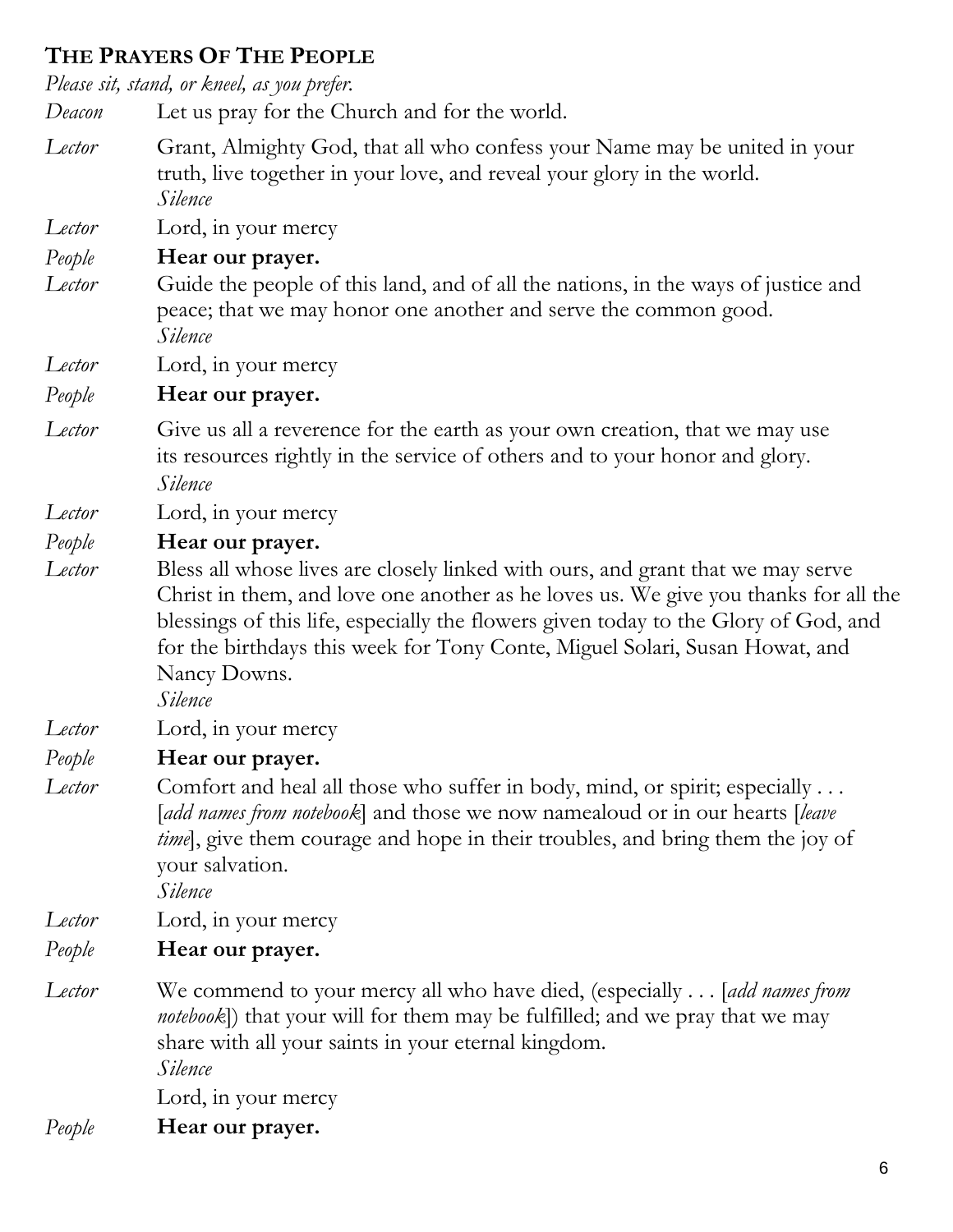## THE PRAYERS OF THE PEOPLE

*Please sit, stand, or kneel, as you prefer.*

*Deacon* Let us pray for the Church and for the world.

*Lector* Grant, Almighty God, that all who confess your Name may be united in your truth, live together in your love, and reveal your glory in the world.
*Silence*

*Lector* Lord, in your mercy

*People* **Hear our prayer.**

*Lector* Guide the people of this land, and of all the nations, in the ways of justice and peace; that we may honor one another and serve the common good.
*Silence*

*Lector* Lord, in your mercy

*People* **Hear our prayer.**

*Lector* Give us all a reverence for the earth as your own creation, that we may use its resources rightly in the service of others and to your honor and glory.
*Silence*

*Lector* Lord, in your mercy

*People* **Hear our prayer.**

*Lector* Bless all whose lives are closely linked with ours, and grant that we may serve Christ in them, and love one another as he loves us. We give you thanks for all the blessings of this life, especially the flowers given today to the Glory of God, and for the birthdays this week for Tony Conte, Miguel Solari, Susan Howat, and Nancy Downs.
*Silence*

*Lector* Lord, in your mercy

*People* **Hear our prayer.**

*Lector* Comfort and heal all those who suffer in body, mind, or spirit; especially . . . [*add names from notebook*] and those we now namealoud or in our hearts [*leave time*], give them courage and hope in their troubles, and bring them the joy of your salvation.
*Silence*

*Lector* Lord, in your mercy

*People* **Hear our prayer.**

*Lector* We commend to your mercy all who have died, (especially . . . [*add names from notebook*]) that your will for them may be fulfilled; and we pray that we may share with all your saints in your eternal kingdom.
*Silence*
Lord, in your mercy

*People* **Hear our prayer.**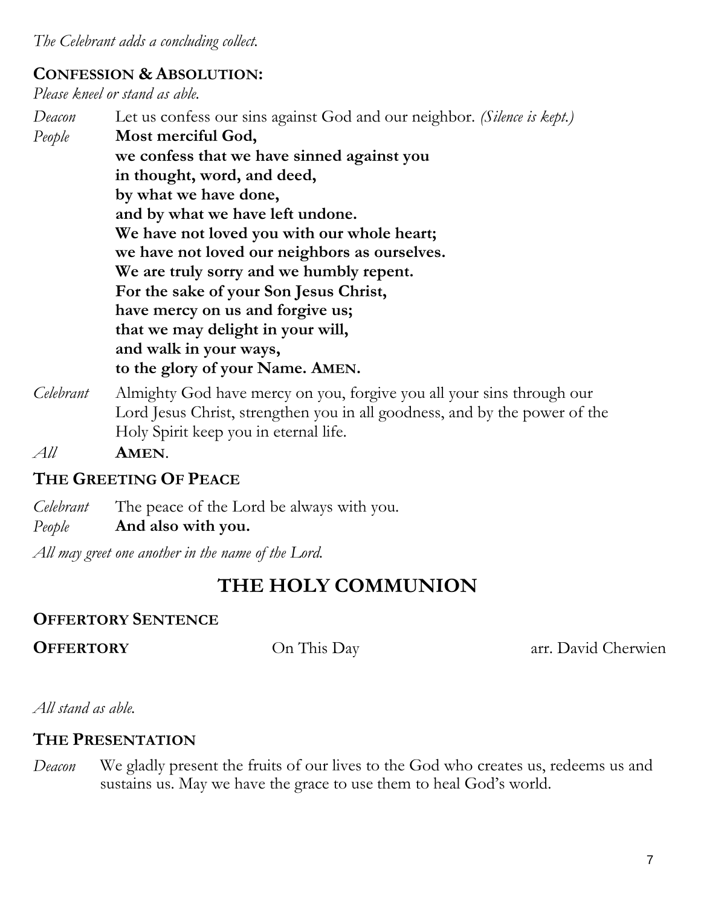*The Celebrant adds a concluding collect.*

## CONFESSION & ABSOLUTION:

*Please kneel or stand as able.*

*Deacon* Let us confess our sins against God and our neighbor. *(Silence is kept.)*

*People* **Most merciful God,**
**we confess that we have sinned against you**
**in thought, word, and deed,**
**by what we have done,**
**and by what we have left undone.**
**We have not loved you with our whole heart;**
**we have not loved our neighbors as ourselves.**
**We are truly sorry and we humbly repent.**
**For the sake of your Son Jesus Christ,**
**have mercy on us and forgive us;**
**that we may delight in your will,**
**and walk in your ways,**
**to the glory of your Name. AMEN.**

*Celebrant* Almighty God have mercy on you, forgive you all your sins through our Lord Jesus Christ, strengthen you in all goodness, and by the power of the Holy Spirit keep you in eternal life.

*All* **AMEN**.

## THE GREETING OF PEACE

*Celebrant* The peace of the Lord be always with you.

*People* **And also with you.**

*All may greet one another in the name of the Lord.*

# THE HOLY COMMUNION

## OFFERTORY SENTENCE

**OFFERTORY** On This Day arr. David Cherwien

*All stand as able.*

## THE PRESENTATION

*Deacon* We gladly present the fruits of our lives to the God who creates us, redeems us and sustains us. May we have the grace to use them to heal God's world.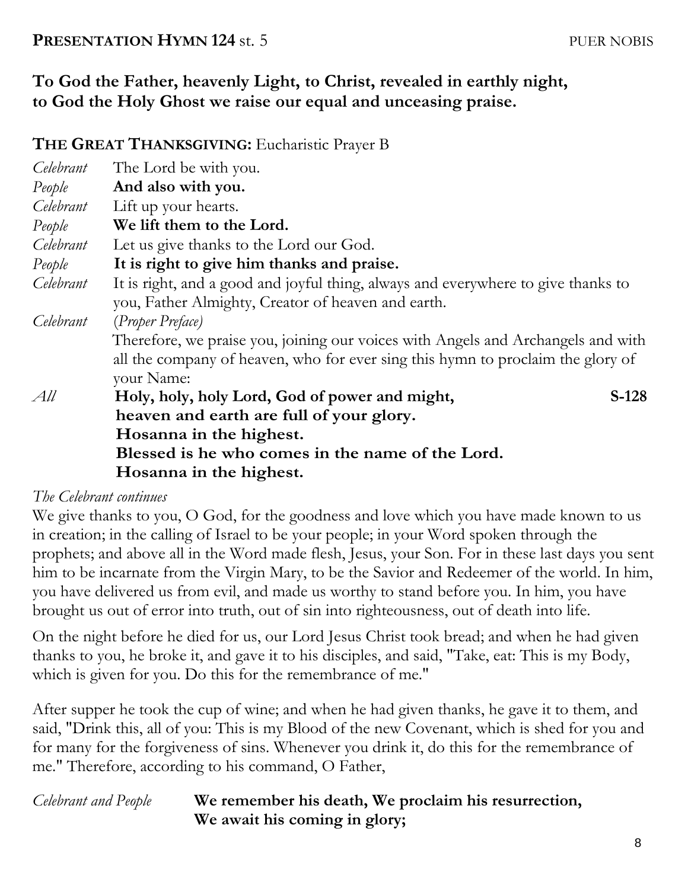**PRESENTATION HYMN 124** st. 5 PUER NOBIS

**To God the Father, heavenly Light, to Christ, revealed in earthly night, to God the Holy Ghost we raise our equal and unceasing praise.**

**THE GREAT THANKSGIVING:** Eucharistic Prayer B

*Celebrant* The Lord be with you.
*People* **And also with you.**
*Celebrant* Lift up your hearts.
*People* **We lift them to the Lord.**
*Celebrant* Let us give thanks to the Lord our God.
*People* **It is right to give him thanks and praise.**
*Celebrant* It is right, and a good and joyful thing, always and everywhere to give thanks to you, Father Almighty, Creator of heaven and earth.
*Celebrant* (*Proper Preface*)
Therefore, we praise you, joining our voices with Angels and Archangels and with all the company of heaven, who for ever sing this hymn to proclaim the glory of your Name:
*All* **Holy, holy, holy Lord, God of power and might,** **S-128**
**heaven and earth are full of your glory.**
**Hosanna in the highest.**
**Blessed is he who comes in the name of the Lord.**
**Hosanna in the highest.**

*The Celebrant continues*
We give thanks to you, O God, for the goodness and love which you have made known to us in creation; in the calling of Israel to be your people; in your Word spoken through the prophets; and above all in the Word made flesh, Jesus, your Son. For in these last days you sent him to be incarnate from the Virgin Mary, to be the Savior and Redeemer of the world. In him, you have delivered us from evil, and made us worthy to stand before you. In him, you have brought us out of error into truth, out of sin into righteousness, out of death into life.

On the night before he died for us, our Lord Jesus Christ took bread; and when he had given thanks to you, he broke it, and gave it to his disciples, and said, "Take, eat: This is my Body, which is given for you. Do this for the remembrance of me."

After supper he took the cup of wine; and when he had given thanks, he gave it to them, and said, "Drink this, all of you: This is my Blood of the new Covenant, which is shed for you and for many for the forgiveness of sins. Whenever you drink it, do this for the remembrance of me." Therefore, according to his command, O Father,

*Celebrant and People* **We remember his death, We proclaim his resurrection,**
**We await his coming in glory;**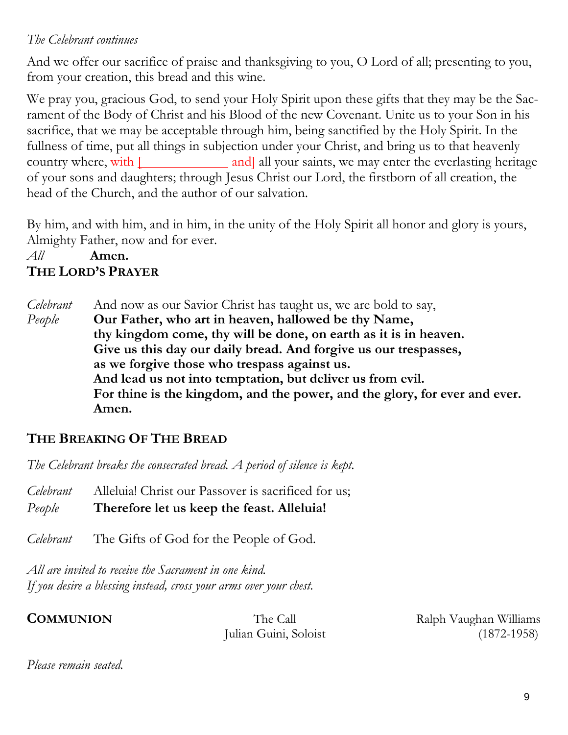*The Celebrant continues*

And we offer our sacrifice of praise and thanksgiving to you, O Lord of all; presenting to you, from your creation, this bread and this wine.

We pray you, gracious God, to send your Holy Spirit upon these gifts that they may be the Sacrament of the Body of Christ and his Blood of the new Covenant. Unite us to your Son in his sacrifice, that we may be acceptable through him, being sanctified by the Holy Spirit. In the fullness of time, put all things in subjection under your Christ, and bring us to that heavenly country where, with [____________ and] all your saints, we may enter the everlasting heritage of your sons and daughters; through Jesus Christ our Lord, the firstborn of all creation, the head of the Church, and the author of our salvation.

By him, and with him, and in him, in the unity of the Holy Spirit all honor and glory is yours, Almighty Father, now and for ever.

*All* **Amen.**

## THE LORD'S PRAYER

*Celebrant* And now as our Savior Christ has taught us, we are bold to say,

*People* **Our Father, who art in heaven, hallowed be thy Name,
thy kingdom come, thy will be done, on earth as it is in heaven.
Give us this day our daily bread. And forgive us our trespasses,
as we forgive those who trespass against us.
And lead us not into temptation, but deliver us from evil.
For thine is the kingdom, and the power, and the glory, for ever and ever.
Amen.**

## THE BREAKING OF THE BREAD

*The Celebrant breaks the consecrated bread. A period of silence is kept.*

*Celebrant* Alleluia! Christ our Passover is sacrificed for us;

*People* **Therefore let us keep the feast. Alleluia!**

*Celebrant* The Gifts of God for the People of God.

*All are invited to receive the Sacrament in one kind.*
*If you desire a blessing instead, cross your arms over your chest.*

**COMMUNION** The Call — Julian Guini, Soloist — Ralph Vaughan Williams (1872-1958)

*Please remain seated.*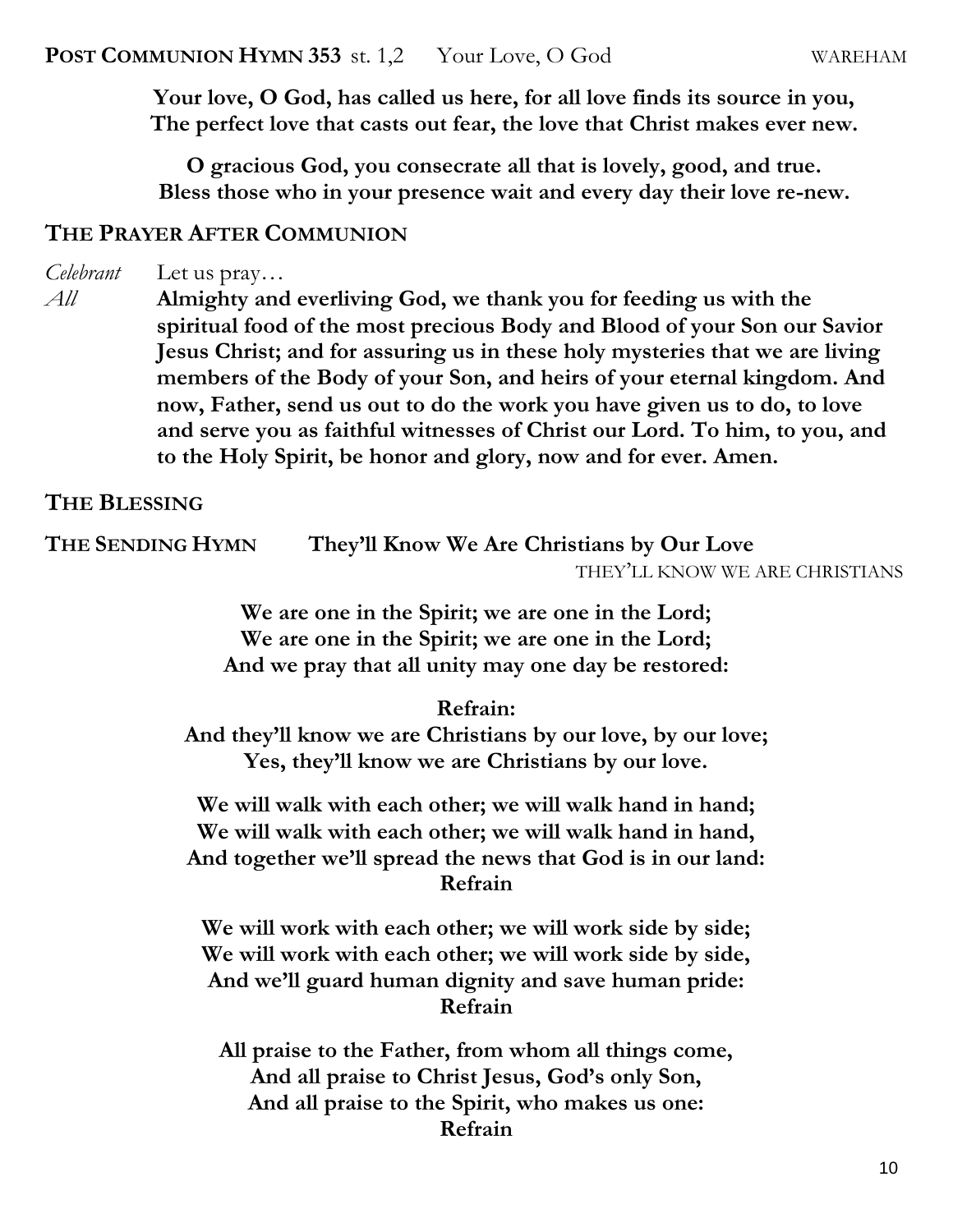**POST COMMUNION HYMN 353** st. 1,2 Your Love, O God WAREHAM

**Your love, O God, has called us here, for all love finds its source in you,**
**The perfect love that casts out fear, the love that Christ makes ever new.**

**O gracious God, you consecrate all that is lovely, good, and true.**
**Bless those who in your presence wait and every day their love re-new.**

## THE PRAYER AFTER COMMUNION

*Celebrant* Let us pray…

*All* **Almighty and everliving God, we thank you for feeding us with the spiritual food of the most precious Body and Blood of your Son our Savior Jesus Christ; and for assuring us in these holy mysteries that we are living members of the Body of your Son, and heirs of your eternal kingdom. And now, Father, send us out to do the work you have given us to do, to love and serve you as faithful witnesses of Christ our Lord. To him, to you, and to the Holy Spirit, be honor and glory, now and for ever. Amen.**

## THE BLESSING

## THE SENDING HYMN **They'll Know We Are Christians by Our Love**

THEY'LL KNOW WE ARE CHRISTIANS

**We are one in the Spirit; we are one in the Lord;**
**We are one in the Spirit; we are one in the Lord;**
**And we pray that all unity may one day be restored:**

**Refrain:**
**And they'll know we are Christians by our love, by our love;**
**Yes, they'll know we are Christians by our love.**

**We will walk with each other; we will walk hand in hand;**
**We will walk with each other; we will walk hand in hand,**
**And together we'll spread the news that God is in our land:**
**Refrain**

**We will work with each other; we will work side by side;**
**We will work with each other; we will work side by side,**
**And we'll guard human dignity and save human pride:**
**Refrain**

**All praise to the Father, from whom all things come,**
**And all praise to Christ Jesus, God's only Son,**
**And all praise to the Spirit, who makes us one:**
**Refrain**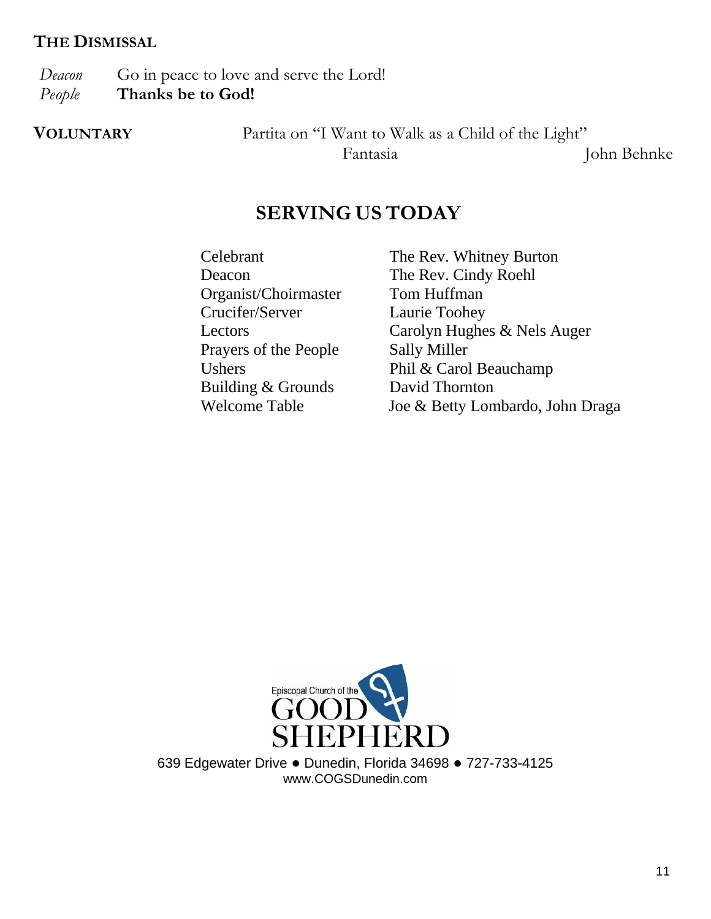**THE DISMISSAL**

*Deacon* Go in peace to love and serve the Lord!
*People* **Thanks be to God!**

**VOLUNTARY** Partita on "I Want to Walk as a Child of the Light"
Fantasia John Behnke

## SERVING US TODAY

| | |
|---|---|
| Celebrant | The Rev. Whitney Burton |
| Deacon | The Rev. Cindy Roehl |
| Organist/Choirmaster | Tom Huffman |
| Crucifer/Server | Laurie Toohey |
| Lectors | Carolyn Hughes & Nels Auger |
| Prayers of the People | Sally Miller |
| Ushers | Phil & Carol Beauchamp |
| Building & Grounds | David Thornton |
| Welcome Table | Joe & Betty Lombardo, John Draga |

Episcopal Church of the GOOD SHEPHERD

639 Edgewater Drive ● Dunedin, Florida 34698 ● 727-733-4125
www.COGSDunedin.com